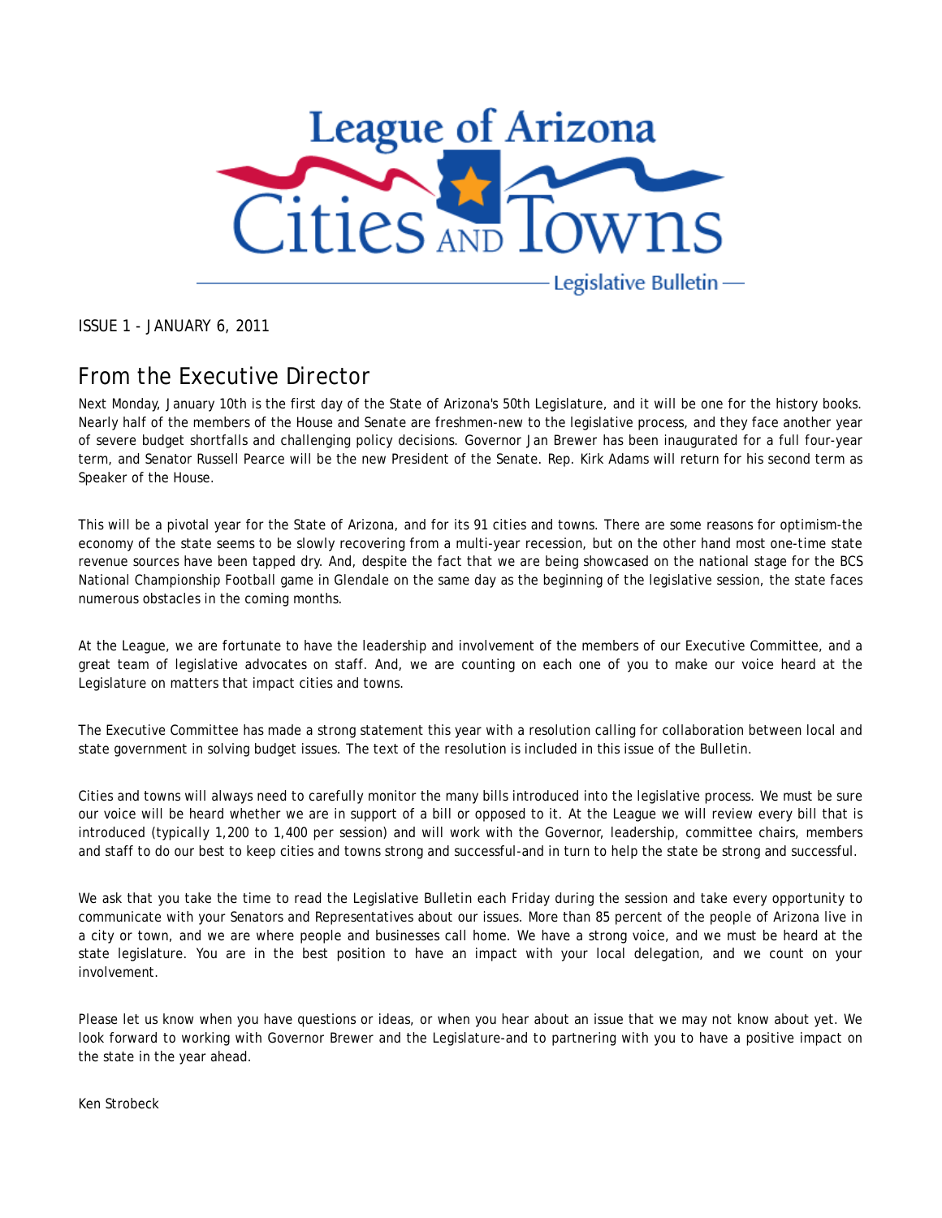# League of Arizona Cities and Towns

Legislative Bulletin

ISSUE 1 - JANUARY 6, 2011

## From the Executive Director

Next Monday, January 10th is the first day of the State of Arizona's 50th Legislature, and it will be one for the history books. Nearly half of the members of the House and Senate are freshmen-new to the legislative process, and they face another year of severe budget shortfalls and challenging policy decisions. Governor Jan Brewer has been inaugurated for a full four-year term, and Senator Russell Pearce will be the new President of the Senate. Rep. Kirk Adams will return for his second term as Speaker of the House.

This will be a pivotal year for the State of Arizona, and for its 91 cities and towns. There are some reasons for optimism-the economy of the state seems to be slowly recovering from a multi-year recession, but on the other hand most one-time state revenue sources have been tapped dry. And, despite the fact that we are being showcased on the national stage for the BCS National Championship Football game in Glendale on the same day as the beginning of the legislative session, the state faces numerous obstacles in the coming months.

At the League, we are fortunate to have the leadership and involvement of the members of our Executive Committee, and a great team of legislative advocates on staff. And, we are counting on each one of you to make our voice heard at the Legislature on matters that impact cities and towns.

The Executive Committee has made a strong statement this year with a resolution calling for collaboration between local and state government in solving budget issues. The text of the resolution is included in this issue of the Bulletin.

Cities and towns will always need to carefully monitor the many bills introduced into the legislative process. We must be sure our voice will be heard whether we are in support of a bill or opposed to it. At the League we will review every bill that is introduced (typically 1,200 to 1,400 per session) and will work with the Governor, leadership, committee chairs, members and staff to do our best to keep cities and towns strong and successful-and in turn to help the state be strong and successful.

We ask that you take the time to read the Legislative Bulletin each Friday during the session and take every opportunity to communicate with your Senators and Representatives about our issues. More than 85 percent of the people of Arizona live in a city or town, and we are where people and businesses call home. We have a strong voice, and we must be heard at the state legislature. You are in the best position to have an impact with your local delegation, and we count on your involvement.

Please let us know when you have questions or ideas, or when you hear about an issue that we may not know about yet. We look forward to working with Governor Brewer and the Legislature-and to partnering with you to have a positive impact on the state in the year ahead.

Ken Strobeck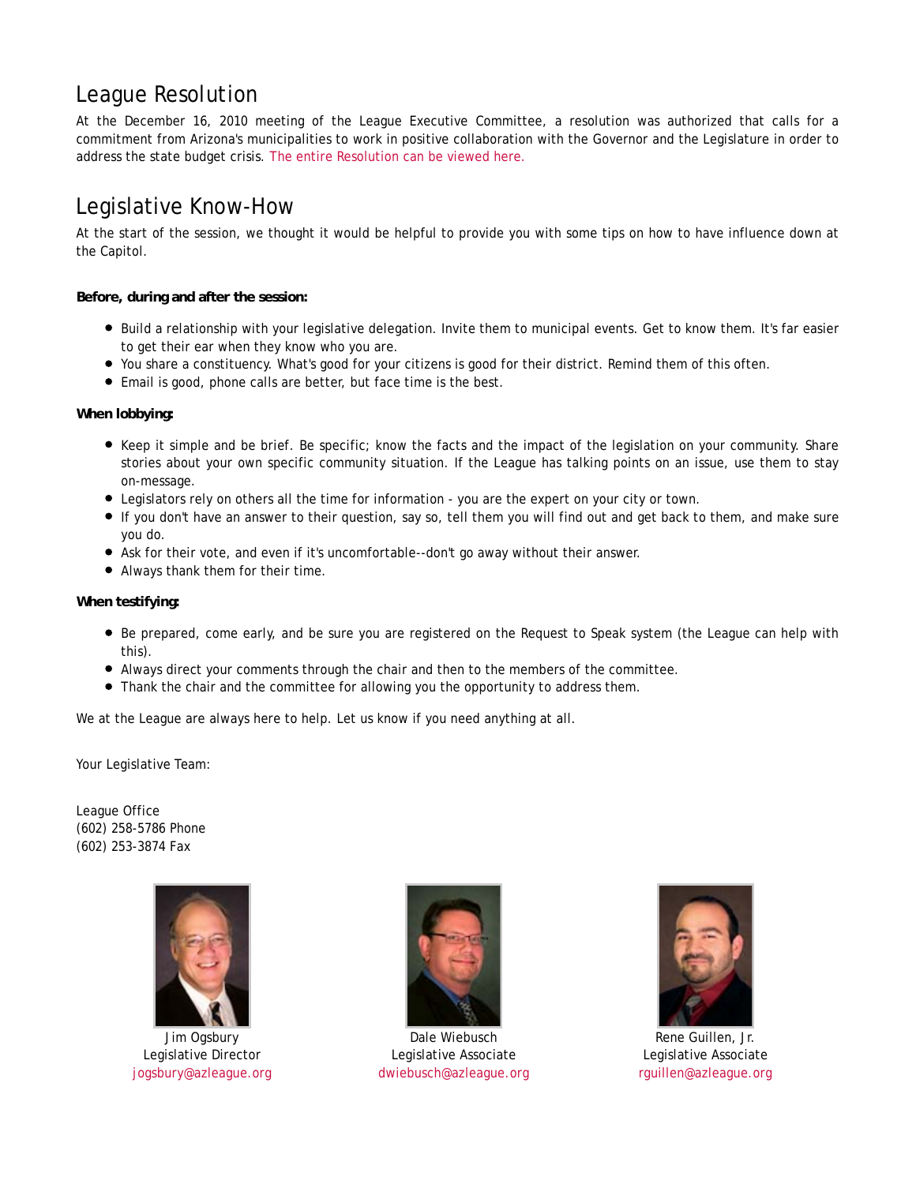## League Resolution

At the December 16, 2010 meeting of the League Executive Committee, a resolution was authorized that calls for a commitment from Arizona's municipalities to work in positive collaboration with the Governor and the Legislature in order to address the state budget crisis. The entire Resolution can be viewed here.

## Legislative Know-How

At the start of the session, we thought it would be helpful to provide you with some tips on how to have influence down at the Capitol.

**Before, during and after the session:**

- Build a relationship with your legislative delegation. Invite them to municipal events. Get to know them. It's far easier to get their ear when they know who you are.
- You share a constituency. What's good for your citizens is good for their district. Remind them of this often.
- Email is good, phone calls are better, but face time is the best.

**When lobbying:**

- Keep it simple and be brief. Be specific; know the facts and the impact of the legislation on your community. Share stories about your own specific community situation. If the League has talking points on an issue, use them to stay on-message.
- Legislators rely on others all the time for information - you are the expert on your city or town.
- If you don't have an answer to their question, say so, tell them you will find out and get back to them, and make sure you do.
- Ask for their vote, and even if it's uncomfortable--don't go away without their answer.
- Always thank them for their time.

**When testifying:**

- Be prepared, come early, and be sure you are registered on the Request to Speak system (the League can help with this).
- Always direct your comments through the chair and then to the members of the committee.
- Thank the chair and the committee for allowing you the opportunity to address them.

We at the League are always here to help. Let us know if you need anything at all.

Your Legislative Team:

League Office
(602) 258-5786 Phone
(602) 253-3874 Fax

Jim Ogsbury
Legislative Director
jogsbury@azleague.org

Dale Wiebusch
Legislative Associate
dwiebusch@azleague.org

Rene Guillen, Jr.
Legislative Associate
rguillen@azleague.org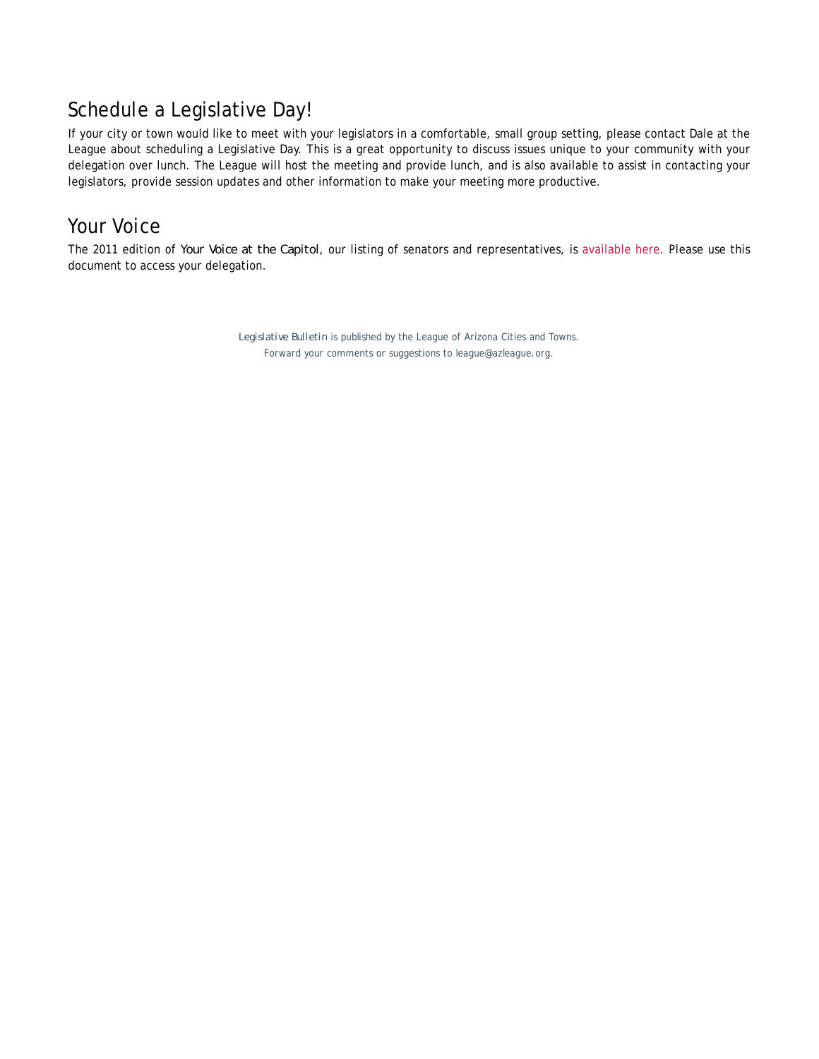## Schedule a Legislative Day!

If your city or town would like to meet with your legislators in a comfortable, small group setting, please contact Dale at the League about scheduling a Legislative Day. This is a great opportunity to discuss issues unique to your community with your delegation over lunch. The League will host the meeting and provide lunch, and is also available to assist in contacting your legislators, provide session updates and other information to make your meeting more productive.

## Your Voice

The 2011 edition of *Your Voice at the Capitol*, our listing of senators and representatives, is available here. Please use this document to access your delegation.

*Legislative Bulletin* is published by the League of Arizona Cities and Towns.
Forward your comments or suggestions to league@azleague.org.